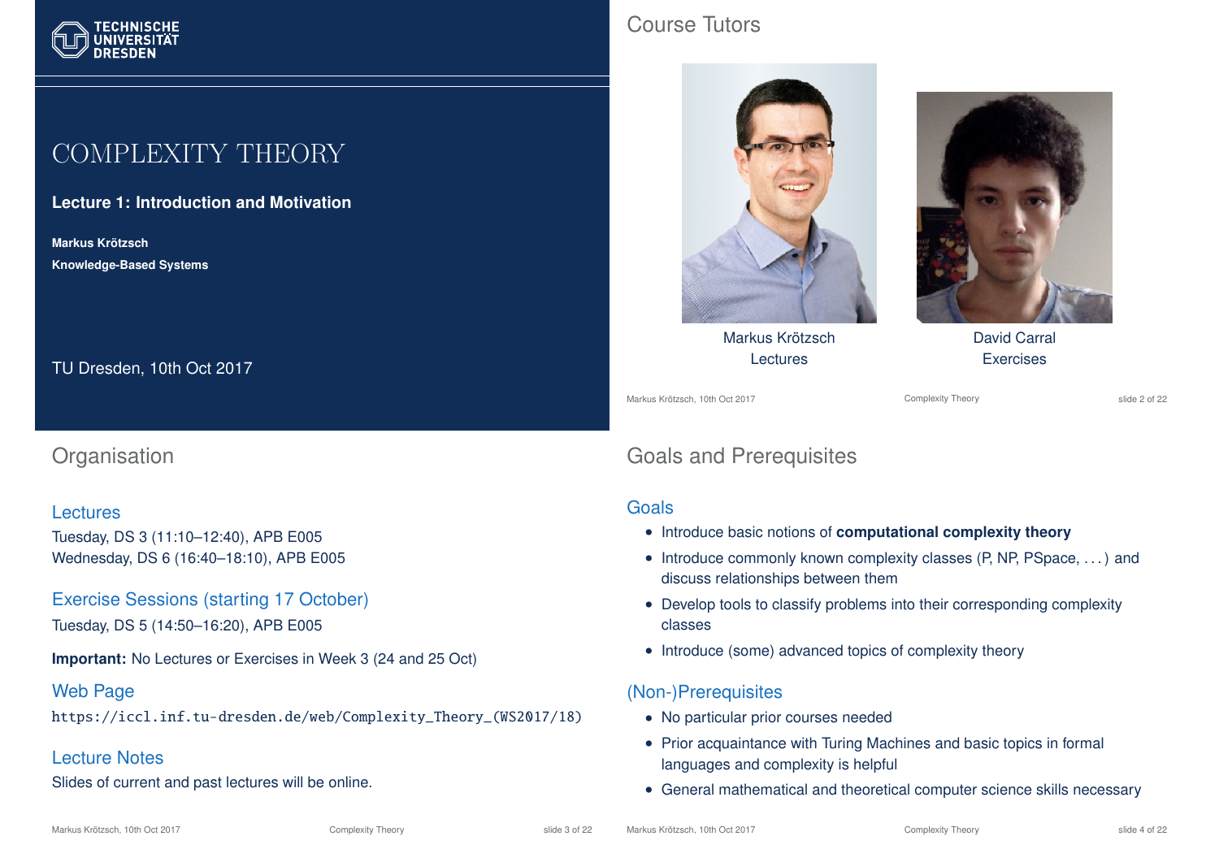TECHNISCHE UNIVERSITÄT DRESDEN

# COMPLEXITY THEORY

**Lecture 1: Introduction and Motivation**

**Markus Krötzsch**
**Knowledge-Based Systems**

TU Dresden, 10th Oct 2017

## Course Tutors

Markus Krötzsch
Lectures

David Carral
Exercises

## Organisation

### Lectures

Tuesday, DS 3 (11:10–12:40), APB E005
Wednesday, DS 6 (16:40–18:10), APB E005

### Exercise Sessions (starting 17 October)

Tuesday, DS 5 (14:50–16:20), APB E005

**Important:** No Lectures or Exercises in Week 3 (24 and 25 Oct)

### Web Page

https://iccl.inf.tu-dresden.de/web/Complexity_Theory_(WS2017/18)

### Lecture Notes

Slides of current and past lectures will be online.

## Goals and Prerequisites

### Goals

- Introduce basic notions of **computational complexity theory**
- Introduce commonly known complexity classes (P, NP, PSpace, ...) and discuss relationships between them
- Develop tools to classify problems into their corresponding complexity classes
- Introduce (some) advanced topics of complexity theory

### (Non-)Prerequisites

- No particular prior courses needed
- Prior acquaintance with Turing Machines and basic topics in formal languages and complexity is helpful
- General mathematical and theoretical computer science skills necessary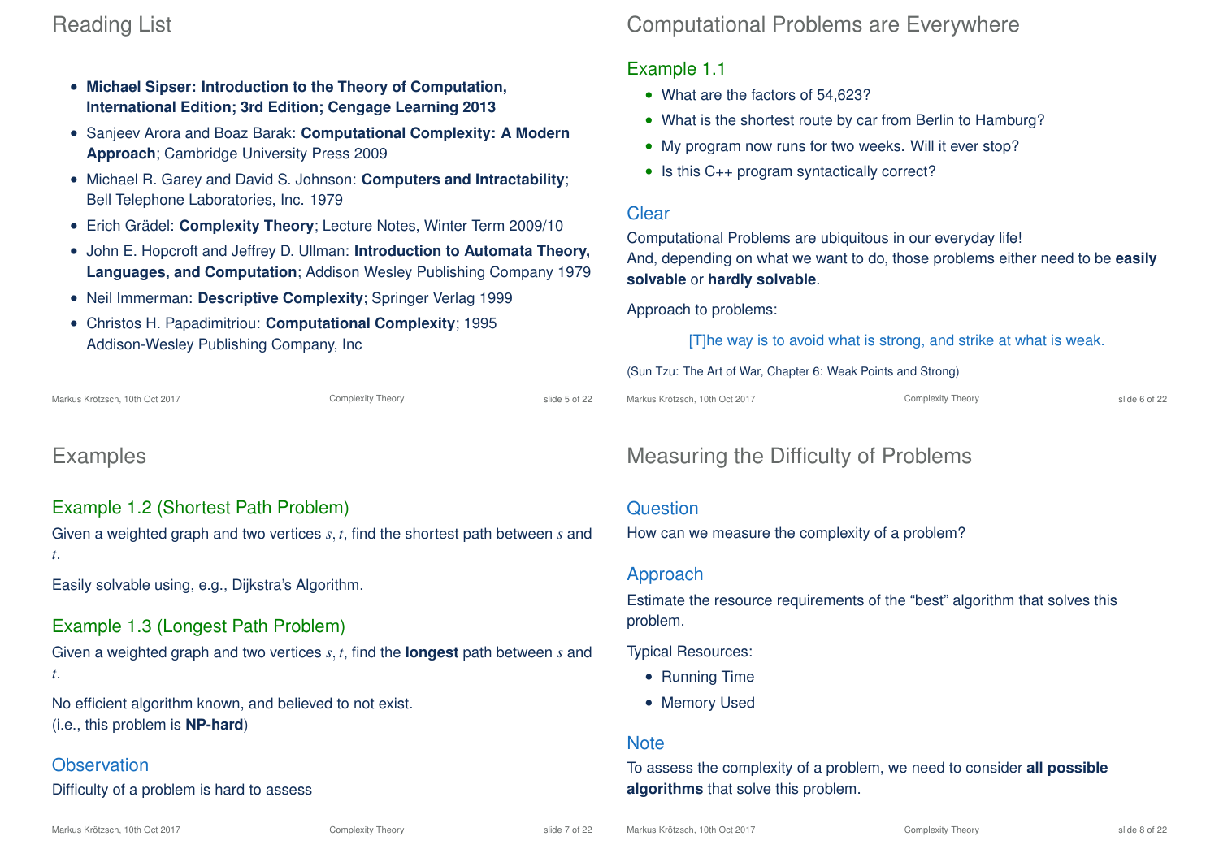## Reading List

- **Michael Sipser: Introduction to the Theory of Computation, International Edition; 3rd Edition; Cengage Learning 2013**
- Sanjeev Arora and Boaz Barak: **Computational Complexity: A Modern Approach**; Cambridge University Press 2009
- Michael R. Garey and David S. Johnson: **Computers and Intractability**; Bell Telephone Laboratories, Inc. 1979
- Erich Grädel: **Complexity Theory**; Lecture Notes, Winter Term 2009/10
- John E. Hopcroft and Jeffrey D. Ullman: **Introduction to Automata Theory, Languages, and Computation**; Addison Wesley Publishing Company 1979
- Neil Immerman: **Descriptive Complexity**; Springer Verlag 1999
- Christos H. Papadimitriou: **Computational Complexity**; 1995 Addison-Wesley Publishing Company, Inc

## Computational Problems are Everywhere

### Example 1.1

- What are the factors of 54,623?
- What is the shortest route by car from Berlin to Hamburg?
- My program now runs for two weeks. Will it ever stop?
- Is this C++ program syntactically correct?

### Clear

Computational Problems are ubiquitous in our everyday life!
And, depending on what we want to do, those problems either need to be **easily solvable** or **hardly solvable**.

Approach to problems:

> [T]he way is to avoid what is strong, and strike at what is weak.

(Sun Tzu: The Art of War, Chapter 6: Weak Points and Strong)

## Examples

### Example 1.2 (Shortest Path Problem)

Given a weighted graph and two vertices $s, t$, find the shortest path between $s$ and $t$.

Easily solvable using, e.g., Dijkstra's Algorithm.

### Example 1.3 (Longest Path Problem)

Given a weighted graph and two vertices $s, t$, find the **longest** path between $s$ and $t$.

No efficient algorithm known, and believed to not exist.
(i.e., this problem is **NP-hard**)

### Observation

Difficulty of a problem is hard to assess

## Measuring the Difficulty of Problems

### Question

How can we measure the complexity of a problem?

### Approach

Estimate the resource requirements of the "best" algorithm that solves this problem.

Typical Resources:

- Running Time
- Memory Used

### Note

To assess the complexity of a problem, we need to consider **all possible algorithms** that solve this problem.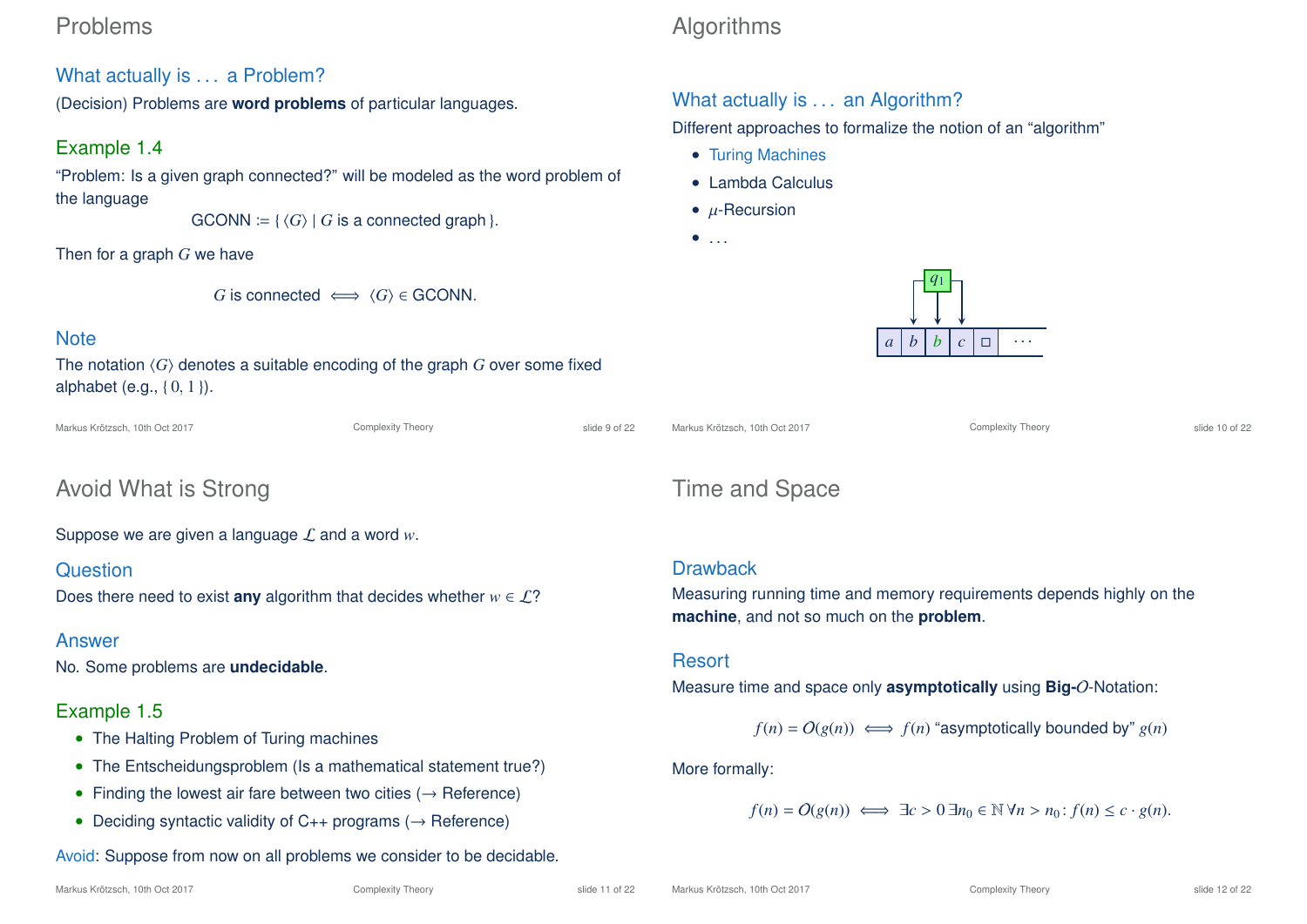# Problems

## What actually is … a Problem?

(Decision) Problems are **word problems** of particular languages.

### Example 1.4

"Problem: Is a given graph connected?" will be modeled as the word problem of the language

$$\text{GCONN} := \{ \langle G \rangle \mid G \text{ is a connected graph} \}.$$

Then for a graph $G$ we have

$$G \text{ is connected} \iff \langle G \rangle \in \text{GCONN}.$$

### Note

The notation $\langle G \rangle$ denotes a suitable encoding of the graph $G$ over some fixed alphabet (e.g., $\{ 0, 1 \}$).

# Algorithms

## What actually is … an Algorithm?

Different approaches to formalize the notion of an "algorithm"

- Turing Machines
- Lambda Calculus
- $\mu$-Recursion
- …

# Avoid What is Strong

Suppose we are given a language $\mathcal{L}$ and a word $w$.

### Question

Does there need to exist **any** algorithm that decides whether $w \in \mathcal{L}$?

### Answer

No. Some problems are **undecidable**.

### Example 1.5

- The Halting Problem of Turing machines
- The Entscheidungsproblem (Is a mathematical statement true?)
- Finding the lowest air fare between two cities (→ Reference)
- Deciding syntactic validity of C++ programs (→ Reference)

Avoid: Suppose from now on all problems we consider to be decidable.

# Time and Space

### Drawback

Measuring running time and memory requirements depends highly on the **machine**, and not so much on the **problem**.

### Resort

Measure time and space only **asymptotically** using **Big-$O$**-Notation:

$$f(n) = O(g(n)) \iff f(n) \text{ "asymptotically bounded by" } g(n)$$

More formally:

$$f(n) = O(g(n)) \iff \exists c > 0 \, \exists n_0 \in \mathbb{N} \, \forall n > n_0 \colon f(n) \le c \cdot g(n).$$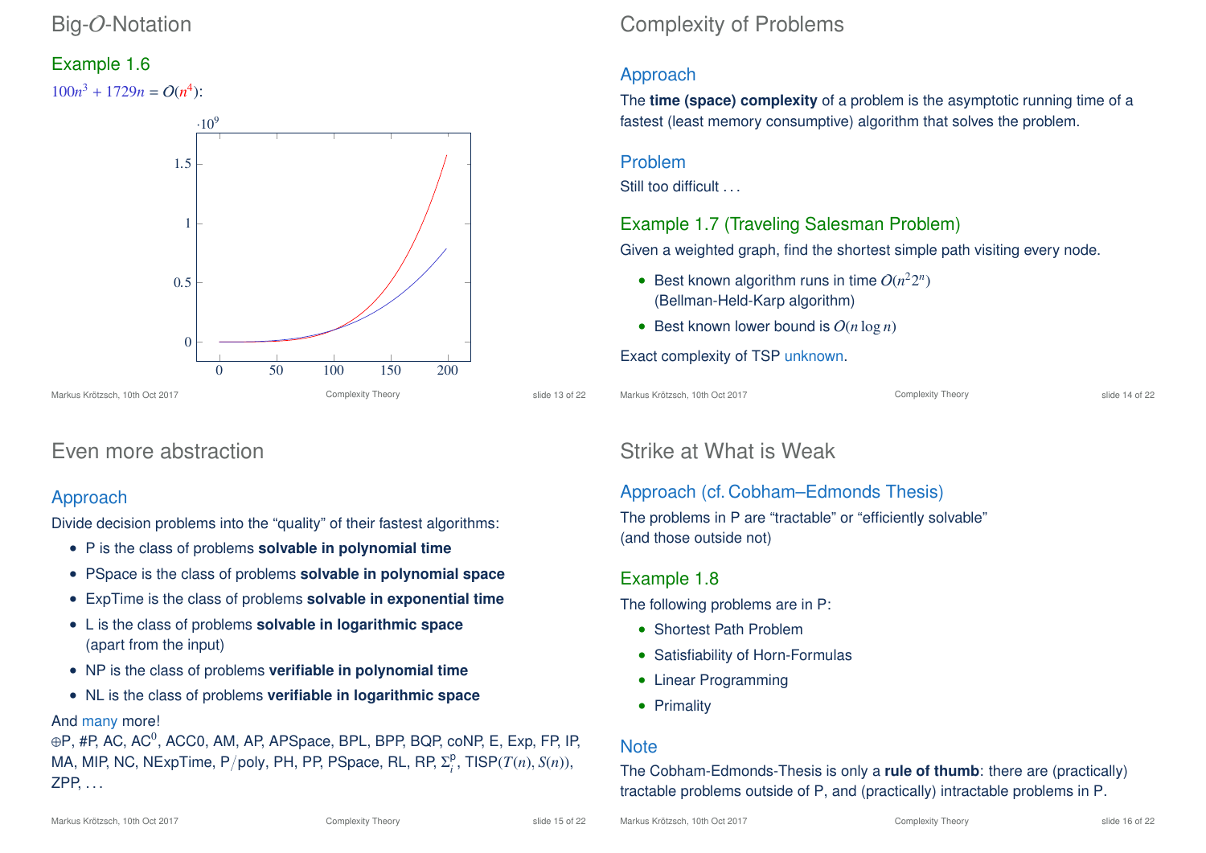# Big-$O$-Notation

### Example 1.6

$100n^3 + 1729n = O(n^4)$:

# Complexity of Problems

### Approach

The **time (space) complexity** of a problem is the asymptotic running time of a fastest (least memory consumptive) algorithm that solves the problem.

### Problem

Still too difficult . . .

### Example 1.7 (Traveling Salesman Problem)

Given a weighted graph, find the shortest simple path visiting every node.

- Best known algorithm runs in time $O(n^2 2^n)$ (Bellman-Held-Karp algorithm)
- Best known lower bound is $O(n \log n)$

Exact complexity of TSP unknown.

# Even more abstraction

### Approach

Divide decision problems into the "quality" of their fastest algorithms:

- P is the class of problems **solvable in polynomial time**
- PSpace is the class of problems **solvable in polynomial space**
- ExpTime is the class of problems **solvable in exponential time**
- L is the class of problems **solvable in logarithmic space** (apart from the input)
- NP is the class of problems **verifiable in polynomial time**
- NL is the class of problems **verifiable in logarithmic space**

And many more!
$\oplus$P, #P, AC, AC$^0$, ACC0, AM, AP, APSpace, BPL, BPP, BQP, coNP, E, Exp, FP, IP, MA, MIP, NC, NExpTime, P/poly, PH, PP, PSpace, RL, RP, $\Sigma_i^p$, TISP$(T(n), S(n))$, ZPP, . . .

# Strike at What is Weak

### Approach (cf. Cobham–Edmonds Thesis)

The problems in P are "tractable" or "efficiently solvable" (and those outside not)

### Example 1.8

The following problems are in P:

- Shortest Path Problem
- Satisfiability of Horn-Formulas
- Linear Programming
- Primality

### Note

The Cobham-Edmonds-Thesis is only a **rule of thumb**: there are (practically) tractable problems outside of P, and (practically) intractable problems in P.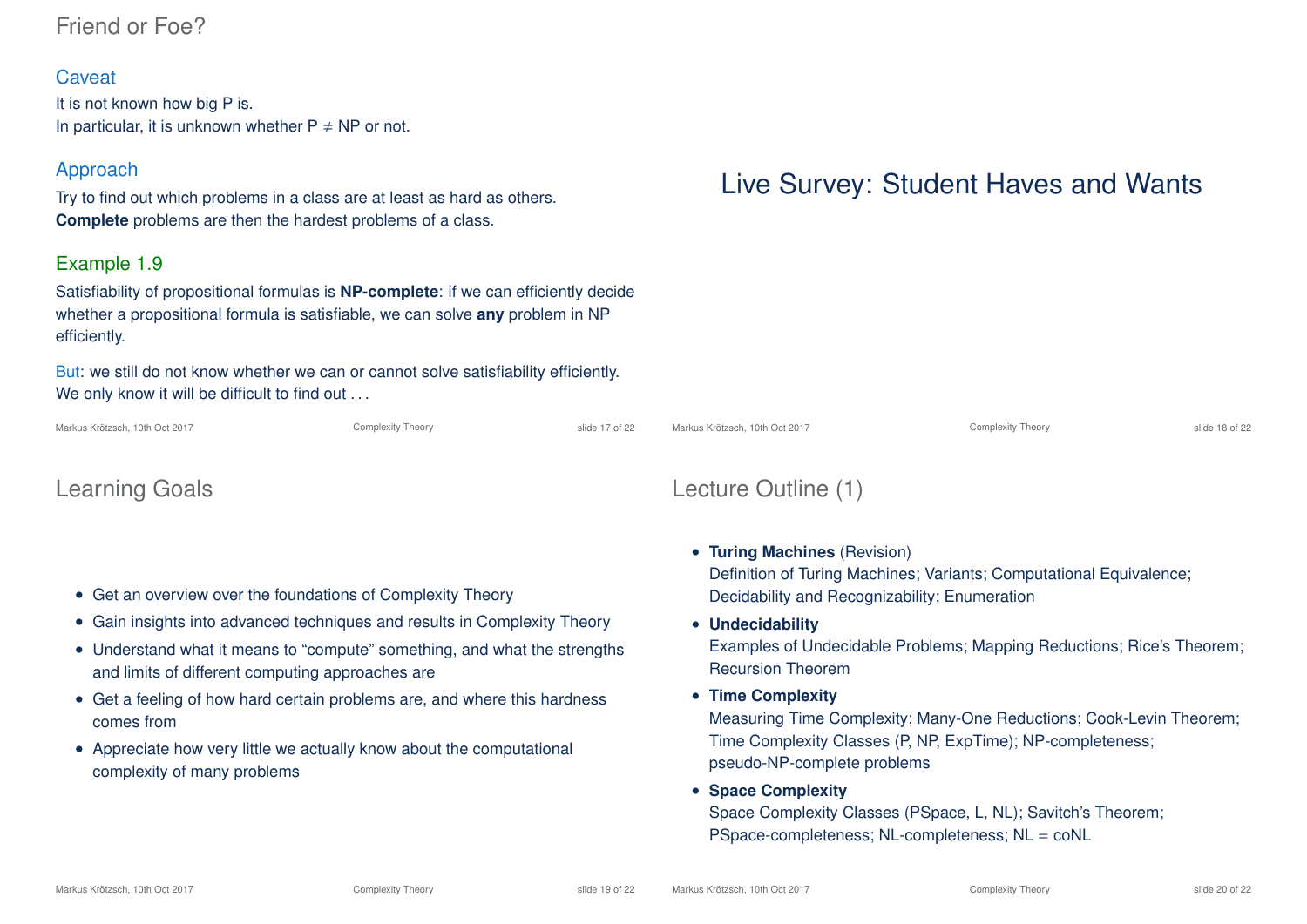## Friend or Foe?

### Caveat

It is not known how big P is.
In particular, it is unknown whether P $\neq$ NP or not.

### Approach

Try to find out which problems in a class are at least as hard as others.
**Complete** problems are then the hardest problems of a class.

### Example 1.9

Satisfiability of propositional formulas is **NP-complete**: if we can efficiently decide whether a propositional formula is satisfiable, we can solve **any** problem in NP efficiently.

But: we still do not know whether we can or cannot solve satisfiability efficiently. We only know it will be difficult to find out . . .

# Live Survey: Student Haves and Wants

## Learning Goals

- Get an overview over the foundations of Complexity Theory
- Gain insights into advanced techniques and results in Complexity Theory
- Understand what it means to "compute" something, and what the strengths and limits of different computing approaches are
- Get a feeling of how hard certain problems are, and where this hardness comes from
- Appreciate how very little we actually know about the computational complexity of many problems

## Lecture Outline (1)

- **Turing Machines** (Revision)
  Definition of Turing Machines; Variants; Computational Equivalence; Decidability and Recognizability; Enumeration
- **Undecidability**
  Examples of Undecidable Problems; Mapping Reductions; Rice's Theorem; Recursion Theorem
- **Time Complexity**
  Measuring Time Complexity; Many-One Reductions; Cook-Levin Theorem; Time Complexity Classes (P, NP, ExpTime); NP-completeness; pseudo-NP-complete problems
- **Space Complexity**
  Space Complexity Classes (PSpace, L, NL); Savitch's Theorem; PSpace-completeness; NL-completeness; NL = coNL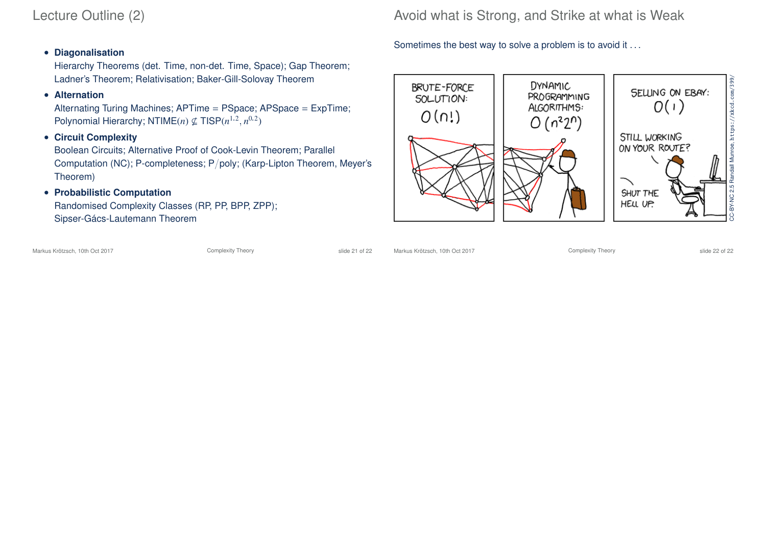## Lecture Outline (2)

- **Diagonalisation**
  Hierarchy Theorems (det. Time, non-det. Time, Space); Gap Theorem; Ladner's Theorem; Relativisation; Baker-Gill-Solovay Theorem
- **Alternation**
  Alternating Turing Machines; APTime = PSpace; APSpace = ExpTime; Polynomial Hierarchy; NTIME$(n) \not\subseteq$ TISP$(n^{1.2}, n^{0.2})$
- **Circuit Complexity**
  Boolean Circuits; Alternative Proof of Cook-Levin Theorem; Parallel Computation (NC); P-completeness; P/poly; (Karp-Lipton Theorem, Meyer's Theorem)
- **Probabilistic Computation**
  Randomised Complexity Classes (RP, PP, BPP, ZPP); Sipser-Gács-Lautemann Theorem

## Avoid what is Strong, and Strike at what is Weak

Sometimes the best way to solve a problem is to avoid it ...

CC-BY-NC 2.5 Randall Munroe, https://xkcd.com/399/